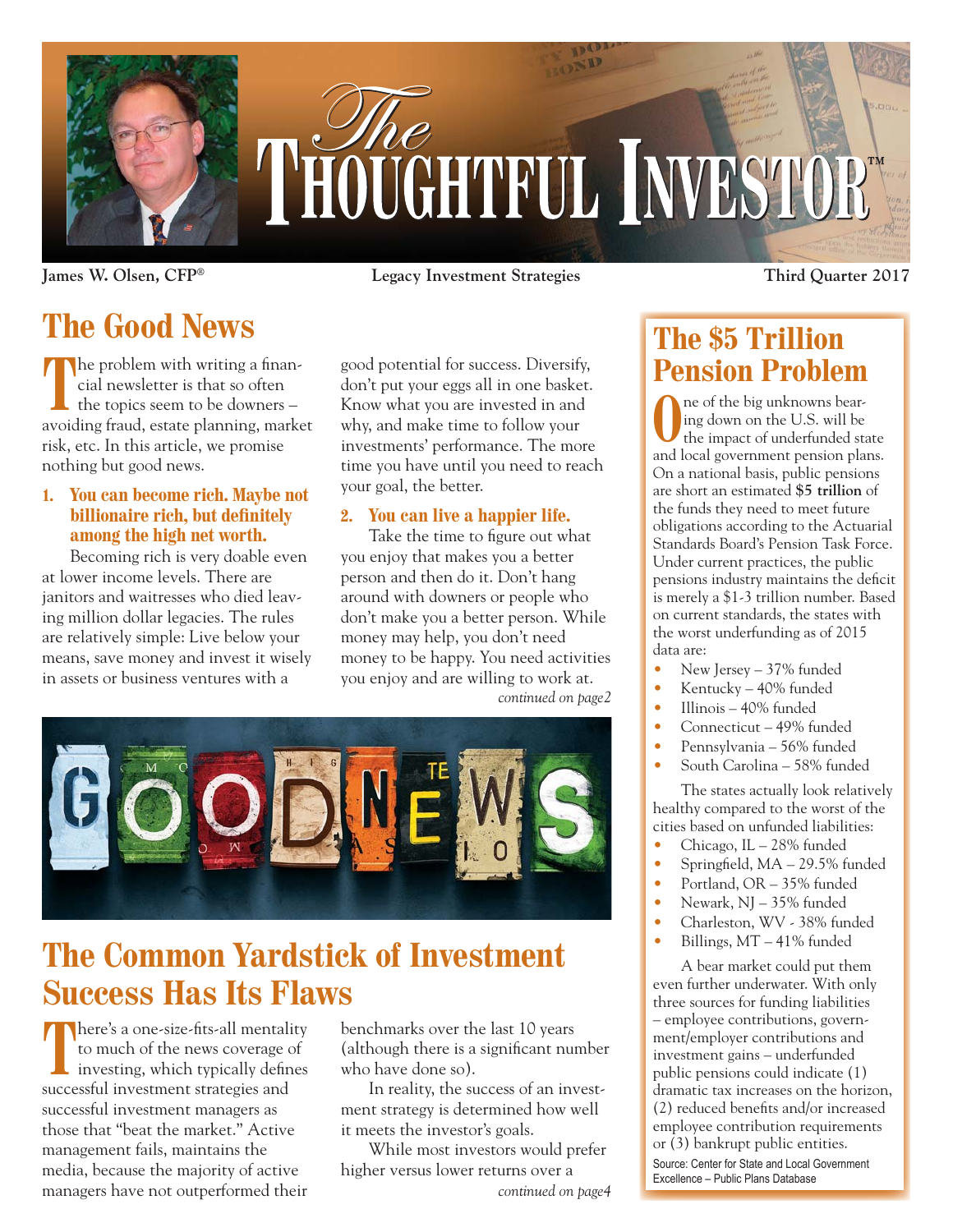# The Thoughtful Investor™

James W. Olsen, CFP® | Legacy Investment Strategies | Third Quarter 2017

## The Good News

The problem with writing a financial newsletter is that so often the topics seem to be downers – avoiding fraud, estate planning, market risk, etc. In this article, we promise nothing but good news.

**1. You can become rich. Maybe not billionaire rich, but definitely among the high net worth.**

Becoming rich is very doable even at lower income levels. There are janitors and waitresses who died leaving million dollar legacies. The rules are relatively simple: Live below your means, save money and invest it wisely in assets or business ventures with a good potential for success. Diversify, don't put your eggs all in one basket. Know what you are invested in and why, and make time to follow your investments' performance. The more time you have until you need to reach your goal, the better.

**2. You can live a happier life.**

Take the time to figure out what you enjoy that makes you a better person and then do it. Don't hang around with downers or people who don't make you a better person. While money may help, you don't need money to be happy. You need activities you enjoy and are willing to work at.

*continued on page2*

## The Common Yardstick of Investment Success Has Its Flaws

There's a one-size-fits-all mentality to much of the news coverage of investing, which typically defines successful investment strategies and successful investment managers as those that "beat the market." Active management fails, maintains the media, because the majority of active managers have not outperformed their benchmarks over the last 10 years (although there is a significant number who have done so).

In reality, the success of an investment strategy is determined how well it meets the investor's goals.

While most investors would prefer higher versus lower returns over a

*continued on page4*

## The $5 Trillion Pension Problem

One of the big unknowns bearing down on the U.S. will be the impact of underfunded state and local government pension plans. On a national basis, public pensions are short an estimated **$5 trillion** of the funds they need to meet future obligations according to the Actuarial Standards Board's Pension Task Force. Under current practices, the public pensions industry maintains the deficit is merely a $1-3 trillion number. Based on current standards, the states with the worst underfunding as of 2015 data are:

- New Jersey – 37% funded
- Kentucky – 40% funded
- Illinois – 40% funded
- Connecticut – 49% funded
- Pennsylvania – 56% funded
- South Carolina – 58% funded

The states actually look relatively healthy compared to the worst of the cities based on unfunded liabilities:

- Chicago, IL – 28% funded
- Springfield, MA – 29.5% funded
- Portland, OR – 35% funded
- Newark, NJ – 35% funded
- Charleston, WV - 38% funded
- Billings, MT – 41% funded

A bear market could put them even further underwater. With only three sources for funding liabilities – employee contributions, government/employer contributions and investment gains – underfunded public pensions could indicate (1) dramatic tax increases on the horizon, (2) reduced benefits and/or increased employee contribution requirements or (3) bankrupt public entities.

Source: Center for State and Local Government Excellence – Public Plans Database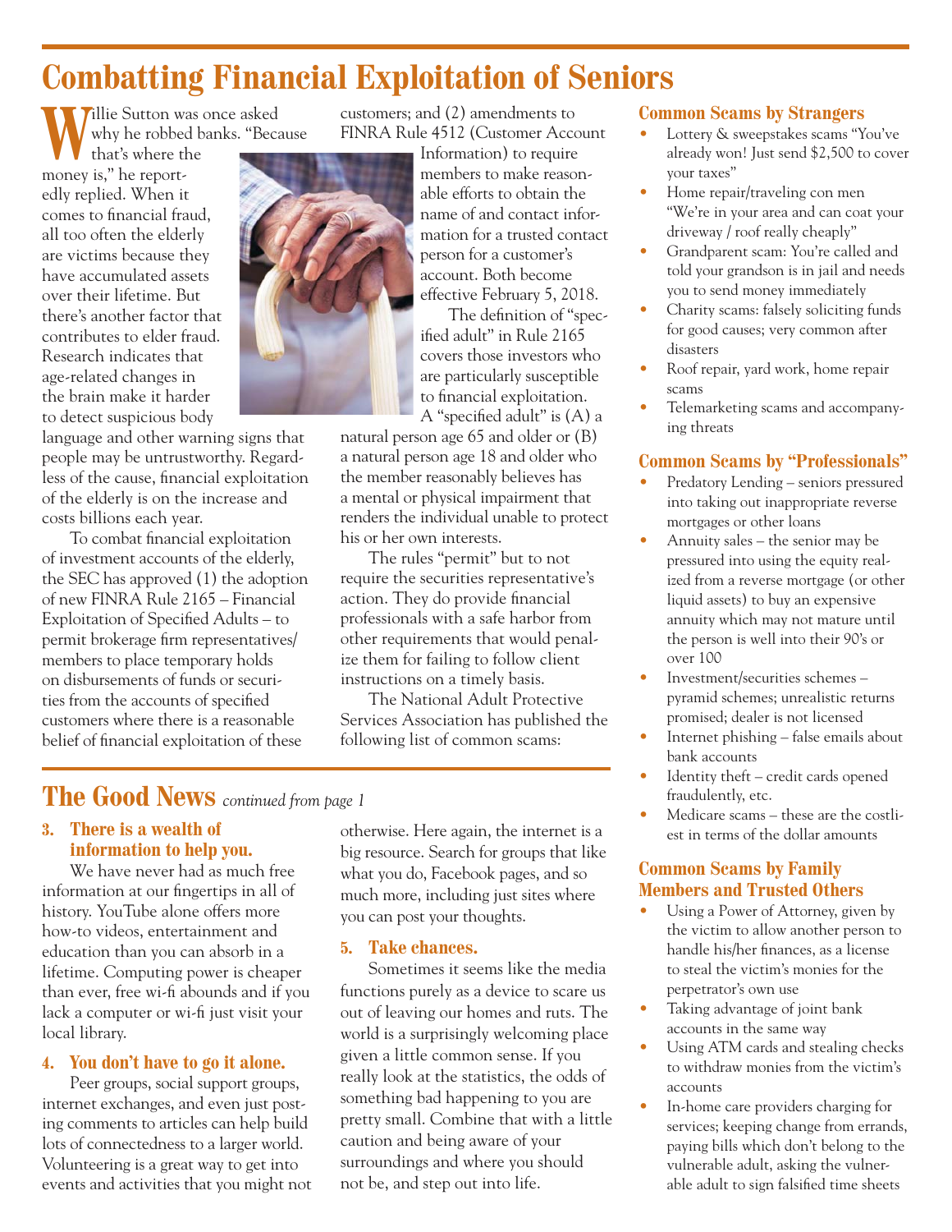# Combatting Financial Exploitation of Seniors

Willie Sutton was once asked why he robbed banks. "Because that's where the money is," he reportedly replied. When it comes to financial fraud, all too often the elderly are victims because they have accumulated assets over their lifetime. But there's another factor that contributes to elder fraud. Research indicates that age-related changes in the brain make it harder to detect suspicious body language and other warning signs that people may be untrustworthy. Regardless of the cause, financial exploitation of the elderly is on the increase and costs billions each year.

To combat financial exploitation of investment accounts of the elderly, the SEC has approved (1) the adoption of new FINRA Rule 2165 – Financial Exploitation of Specified Adults – to permit brokerage firm representatives/members to place temporary holds on disbursements of funds or securities from the accounts of specified customers where there is a reasonable belief of financial exploitation of these customers; and (2) amendments to FINRA Rule 4512 (Customer Account Information) to require members to make reasonable efforts to obtain the name of and contact information for a trusted contact person for a customer's account. Both become effective February 5, 2018.

The definition of "specified adult" in Rule 2165 covers those investors who are particularly susceptible to financial exploitation. A "specified adult" is (A) a natural person age 65 and older or (B) a natural person age 18 and older who the member reasonably believes has a mental or physical impairment that renders the individual unable to protect his or her own interests.

The rules "permit" but to not require the securities representative's action. They do provide financial professionals with a safe harbor from other requirements that would penalize them for failing to follow client instructions on a timely basis.

The National Adult Protective Services Association has published the following list of common scams:

### Common Scams by Strangers

- Lottery & sweepstakes scams "You've already won! Just send $2,500 to cover your taxes"
- Home repair/traveling con men "We're in your area and can coat your driveway / roof really cheaply"
- Grandparent scam: You're called and told your grandson is in jail and needs you to send money immediately
- Charity scams: falsely soliciting funds for good causes; very common after disasters
- Roof repair, yard work, home repair scams
- Telemarketing scams and accompanying threats

### Common Scams by "Professionals"

- Predatory Lending – seniors pressured into taking out inappropriate reverse mortgages or other loans
- Annuity sales – the senior may be pressured into using the equity realized from a reverse mortgage (or other liquid assets) to buy an expensive annuity which may not mature until the person is well into their 90's or over 100
- Investment/securities schemes – pyramid schemes; unrealistic returns promised; dealer is not licensed
- Internet phishing – false emails about bank accounts
- Identity theft – credit cards opened fraudulently, etc.
- Medicare scams – these are the costliest in terms of the dollar amounts

### Common Scams by Family Members and Trusted Others

- Using a Power of Attorney, given by the victim to allow another person to handle his/her finances, as a license to steal the victim's monies for the perpetrator's own use
- Taking advantage of joint bank accounts in the same way
- Using ATM cards and stealing checks to withdraw monies from the victim's accounts
- In-home care providers charging for services; keeping change from errands, paying bills which don't belong to the vulnerable adult, asking the vulnerable adult to sign falsified time sheets

# The Good News *continued from page 1*

### 3. There is a wealth of information to help you.

We have never had as much free information at our fingertips in all of history. YouTube alone offers more how-to videos, entertainment and education than you can absorb in a lifetime. Computing power is cheaper than ever, free wi-fi abounds and if you lack a computer or wi-fi just visit your local library.

### 4. You don't have to go it alone.

Peer groups, social support groups, internet exchanges, and even just posting comments to articles can help build lots of connectedness to a larger world. Volunteering is a great way to get into events and activities that you might not otherwise. Here again, the internet is a big resource. Search for groups that like what you do, Facebook pages, and so much more, including just sites where you can post your thoughts.

### 5. Take chances.

Sometimes it seems like the media functions purely as a device to scare us out of leaving our homes and ruts. The world is a surprisingly welcoming place given a little common sense. If you really look at the statistics, the odds of something bad happening to you are pretty small. Combine that with a little caution and being aware of your surroundings and where you should not be, and step out into life.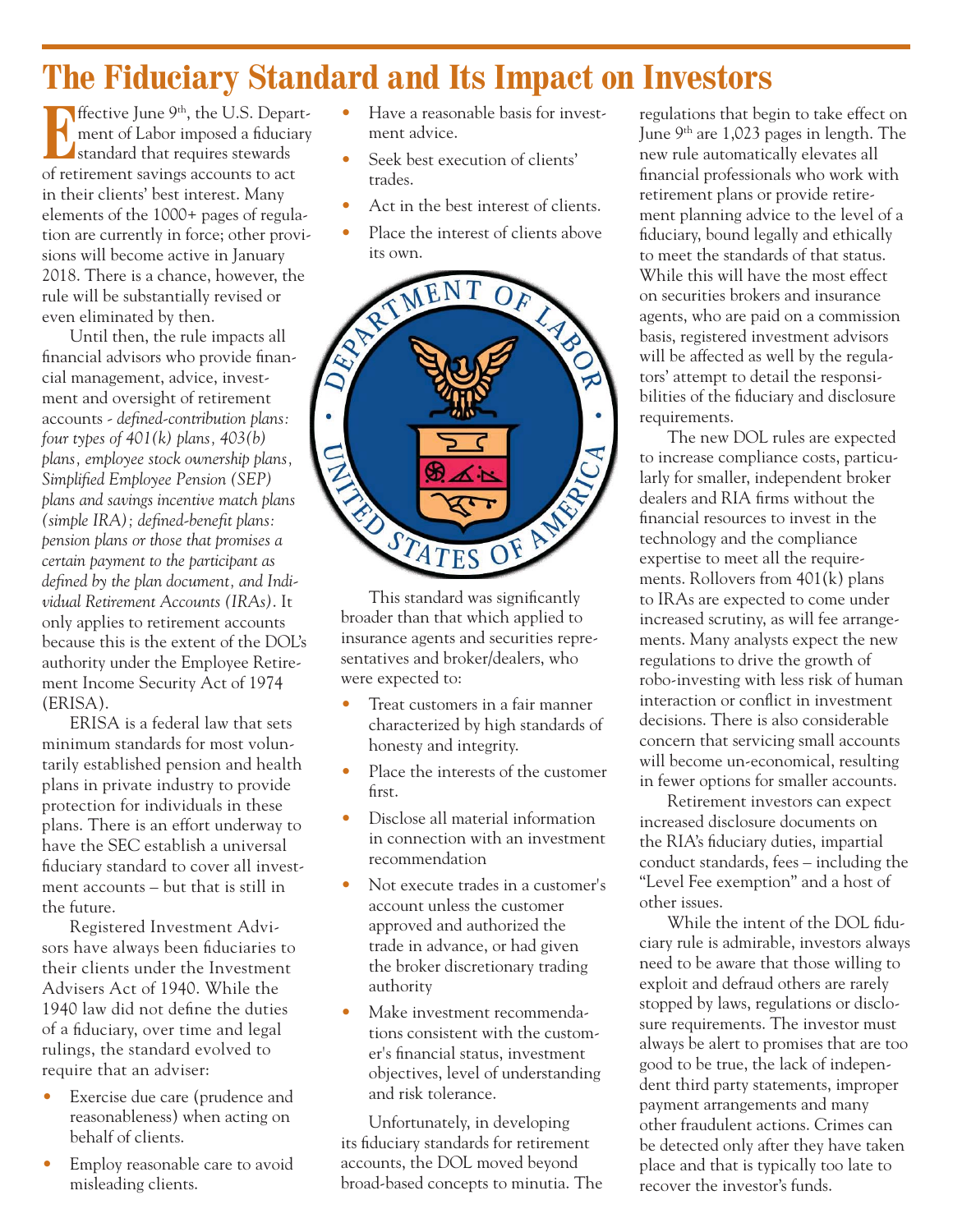# The Fiduciary Standard and Its Impact on Investors

Effective June 9th, the U.S. Department of Labor imposed a fiduciary standard that requires stewards of retirement savings accounts to act in their clients' best interest. Many elements of the 1000+ pages of regulation are currently in force; other provisions will become active in January 2018. There is a chance, however, the rule will be substantially revised or even eliminated by then.

Until then, the rule impacts all financial advisors who provide financial management, advice, investment and oversight of retirement accounts - *defined-contribution plans: four types of 401(k) plans, 403(b) plans, employee stock ownership plans, Simplified Employee Pension (SEP) plans and savings incentive match plans (simple IRA); defined-benefit plans: pension plans or those that promises a certain payment to the participant as defined by the plan document, and Individual Retirement Accounts (IRAs)*. It only applies to retirement accounts because this is the extent of the DOL's authority under the Employee Retirement Income Security Act of 1974 (ERISA).

ERISA is a federal law that sets minimum standards for most voluntarily established pension and health plans in private industry to provide protection for individuals in these plans. There is an effort underway to have the SEC establish a universal fiduciary standard to cover all investment accounts – but that is still in the future.

Registered Investment Advisors have always been fiduciaries to their clients under the Investment Advisers Act of 1940. While the 1940 law did not define the duties of a fiduciary, over time and legal rulings, the standard evolved to require that an adviser:

- Exercise due care (prudence and reasonableness) when acting on behalf of clients.
- Employ reasonable care to avoid misleading clients.
- Have a reasonable basis for investment advice.
- Seek best execution of clients' trades.
- Act in the best interest of clients.
- Place the interest of clients above its own.

This standard was significantly broader than that which applied to insurance agents and securities representatives and broker/dealers, who were expected to:

- Treat customers in a fair manner characterized by high standards of honesty and integrity.
- Place the interests of the customer first.
- Disclose all material information in connection with an investment recommendation
- Not execute trades in a customer's account unless the customer approved and authorized the trade in advance, or had given the broker discretionary trading authority
- Make investment recommendations consistent with the customer's financial status, investment objectives, level of understanding and risk tolerance.

Unfortunately, in developing its fiduciary standards for retirement accounts, the DOL moved beyond broad-based concepts to minutia. The regulations that begin to take effect on June 9th are 1,023 pages in length. The new rule automatically elevates all financial professionals who work with retirement plans or provide retirement planning advice to the level of a fiduciary, bound legally and ethically to meet the standards of that status. While this will have the most effect on securities brokers and insurance agents, who are paid on a commission basis, registered investment advisors will be affected as well by the regulators' attempt to detail the responsibilities of the fiduciary and disclosure requirements.

The new DOL rules are expected to increase compliance costs, particularly for smaller, independent broker dealers and RIA firms without the financial resources to invest in the technology and the compliance expertise to meet all the requirements. Rollovers from 401(k) plans to IRAs are expected to come under increased scrutiny, as will fee arrangements. Many analysts expect the new regulations to drive the growth of robo-investing with less risk of human interaction or conflict in investment decisions. There is also considerable concern that servicing small accounts will become un-economical, resulting in fewer options for smaller accounts.

Retirement investors can expect increased disclosure documents on the RIA's fiduciary duties, impartial conduct standards, fees – including the "Level Fee exemption" and a host of other issues.

While the intent of the DOL fiduciary rule is admirable, investors always need to be aware that those willing to exploit and defraud others are rarely stopped by laws, regulations or disclosure requirements. The investor must always be alert to promises that are too good to be true, the lack of independent third party statements, improper payment arrangements and many other fraudulent actions. Crimes can be detected only after they have taken place and that is typically too late to recover the investor's funds.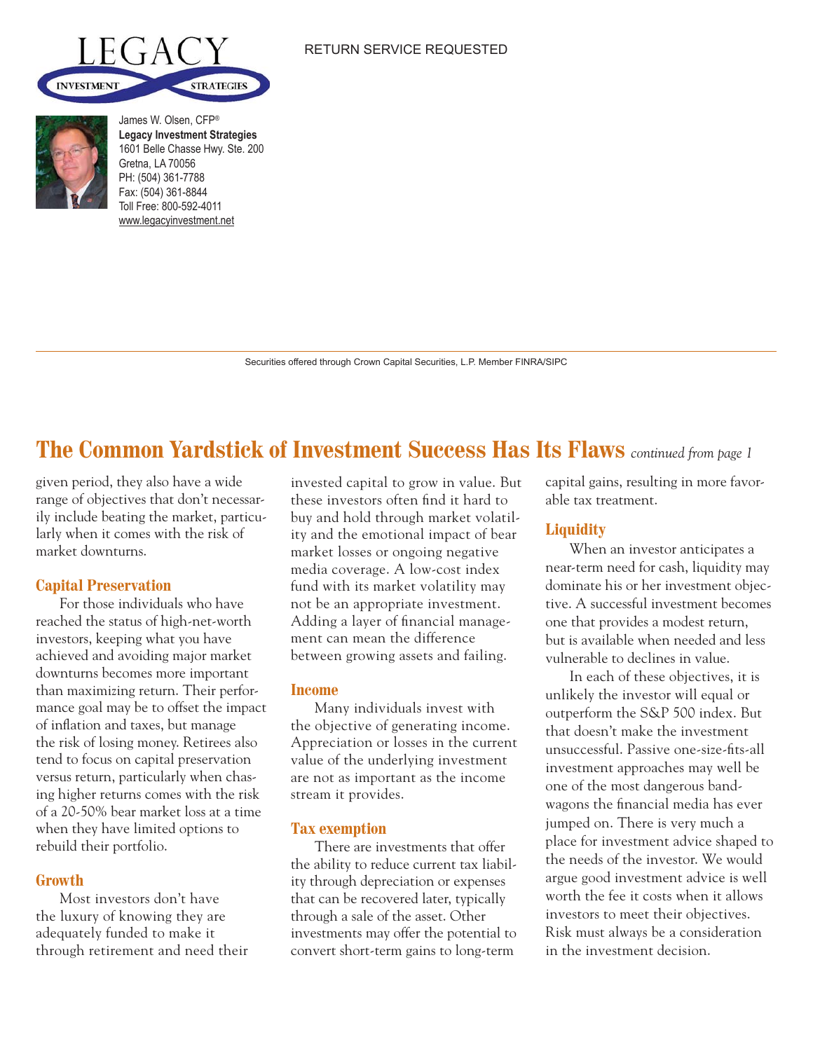LEGACY INVESTMENT STRATEGIES

RETURN SERVICE REQUESTED

James W. Olsen, CFP®
**Legacy Investment Strategies**
1601 Belle Chasse Hwy. Ste. 200
Gretna, LA 70056
PH: (504) 361-7788
Fax: (504) 361-8844
Toll Free: 800-592-4011
www.legacyinvestment.net

Securities offered through Crown Capital Securities, L.P. Member FINRA/SIPC

## The Common Yardstick of Investment Success Has Its Flaws *continued from page 1*

given period, they also have a wide range of objectives that don't necessarily include beating the market, particularly when it comes with the risk of market downturns.

### Capital Preservation

For those individuals who have reached the status of high-net-worth investors, keeping what you have achieved and avoiding major market downturns becomes more important than maximizing return. Their performance goal may be to offset the impact of inflation and taxes, but manage the risk of losing money. Retirees also tend to focus on capital preservation versus return, particularly when chasing higher returns comes with the risk of a 20-50% bear market loss at a time when they have limited options to rebuild their portfolio.

### Growth

Most investors don't have the luxury of knowing they are adequately funded to make it through retirement and need their invested capital to grow in value. But these investors often find it hard to buy and hold through market volatility and the emotional impact of bear market losses or ongoing negative media coverage. A low-cost index fund with its market volatility may not be an appropriate investment. Adding a layer of financial management can mean the difference between growing assets and failing.

### Income

Many individuals invest with the objective of generating income. Appreciation or losses in the current value of the underlying investment are not as important as the income stream it provides.

### Tax exemption

There are investments that offer the ability to reduce current tax liability through depreciation or expenses that can be recovered later, typically through a sale of the asset. Other investments may offer the potential to convert short-term gains to long-term capital gains, resulting in more favorable tax treatment.

### Liquidity

When an investor anticipates a near-term need for cash, liquidity may dominate his or her investment objective. A successful investment becomes one that provides a modest return, but is available when needed and less vulnerable to declines in value.

In each of these objectives, it is unlikely the investor will equal or outperform the S&P 500 index. But that doesn't make the investment unsuccessful. Passive one-size-fits-all investment approaches may well be one of the most dangerous bandwagons the financial media has ever jumped on. There is very much a place for investment advice shaped to the needs of the investor. We would argue good investment advice is well worth the fee it costs when it allows investors to meet their objectives. Risk must always be a consideration in the investment decision.